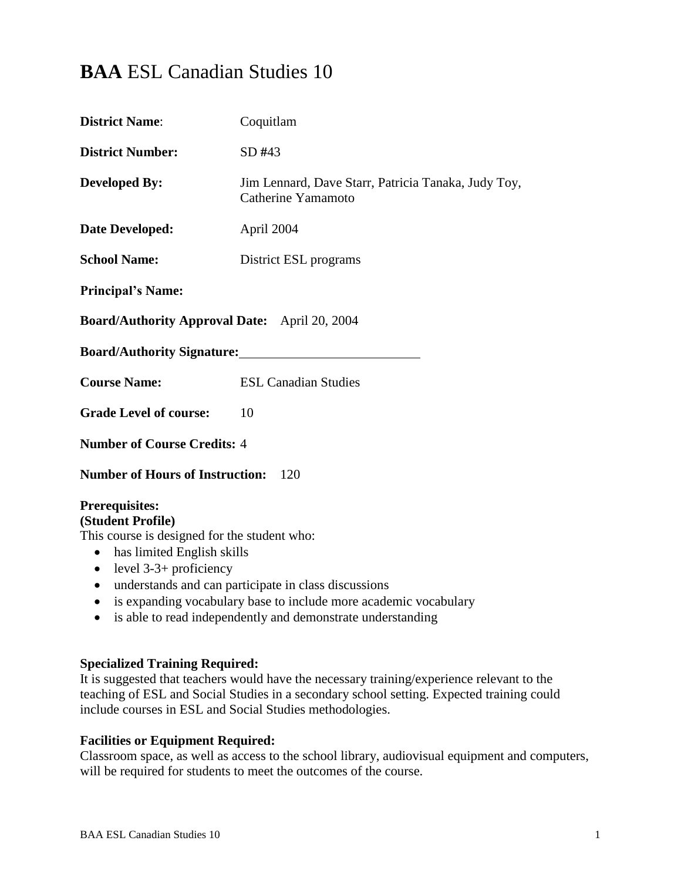# **BAA** ESL Canadian Studies 10

**District Name**: Coquitlam

**District Number:** SD #43

**Developed By:** Jim Lennard, Dave Starr, Patricia Tanaka, Judy Toy, Catherine Yamamoto

**Date Developed:** April 2004

**School Name:** District ESL programs

**Principal's Name:**

**Board/Authority Approval Date:** April 20, 2004

**Board/Authority Signature:** ____________________________

**Course Name:** ESL Canadian Studies

**Grade Level of course:** 10

**Number of Course Credits:** 4

**Number of Hours of Instruction:** 120

**Prerequisites:**
**(Student Profile)**
This course is designed for the student who:

- has limited English skills
- level 3-3+ proficiency
- understands and can participate in class discussions
- is expanding vocabulary base to include more academic vocabulary
- is able to read independently and demonstrate understanding

**Specialized Training Required:**
It is suggested that teachers would have the necessary training/experience relevant to the teaching of ESL and Social Studies in a secondary school setting. Expected training could include courses in ESL and Social Studies methodologies.

**Facilities or Equipment Required:**
Classroom space, as well as access to the school library, audiovisual equipment and computers, will be required for students to meet the outcomes of the course.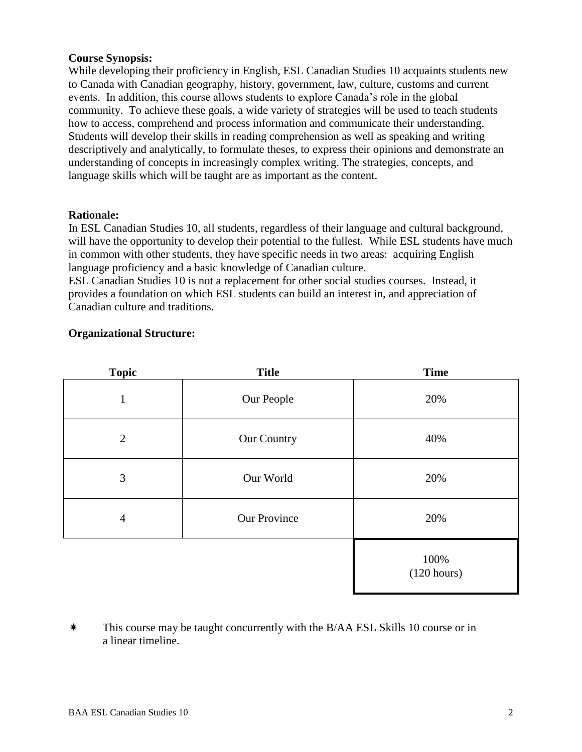**Course Synopsis:**

While developing their proficiency in English, ESL Canadian Studies 10 acquaints students new to Canada with Canadian geography, history, government, law, culture, customs and current events. In addition, this course allows students to explore Canada's role in the global community. To achieve these goals, a wide variety of strategies will be used to teach students how to access, comprehend and process information and communicate their understanding. Students will develop their skills in reading comprehension as well as speaking and writing descriptively and analytically, to formulate theses, to express their opinions and demonstrate an understanding of concepts in increasingly complex writing. The strategies, concepts, and language skills which will be taught are as important as the content.

**Rationale:**

In ESL Canadian Studies 10, all students, regardless of their language and cultural background, will have the opportunity to develop their potential to the fullest. While ESL students have much in common with other students, they have specific needs in two areas: acquiring English language proficiency and a basic knowledge of Canadian culture.

ESL Canadian Studies 10 is not a replacement for other social studies courses. Instead, it provides a foundation on which ESL students can build an interest in, and appreciation of Canadian culture and traditions.

**Organizational Structure:**

| Topic | Title | Time |
|---|---|---|
| 1 | Our People | 20% |
| 2 | Our Country | 40% |
| 3 | Our World | 20% |
| 4 | Our Province | 20% |
| | | 100% (120 hours) |

✴ This course may be taught concurrently with the B/AA ESL Skills 10 course or in a linear timeline.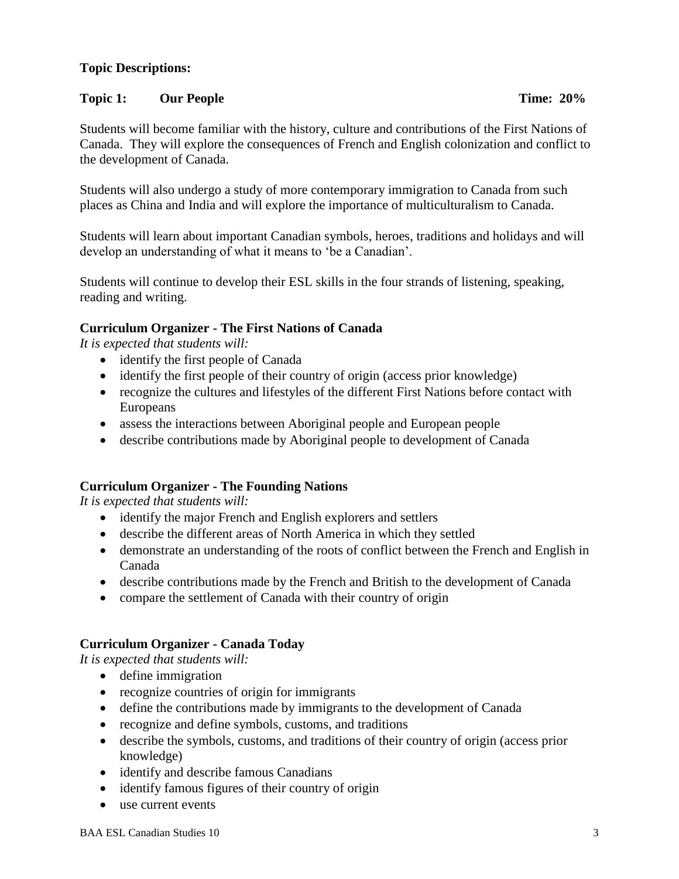**Topic Descriptions:**

**Topic 1: Our People** **Time: 20%**

Students will become familiar with the history, culture and contributions of the First Nations of Canada. They will explore the consequences of French and English colonization and conflict to the development of Canada.

Students will also undergo a study of more contemporary immigration to Canada from such places as China and India and will explore the importance of multiculturalism to Canada.

Students will learn about important Canadian symbols, heroes, traditions and holidays and will develop an understanding of what it means to 'be a Canadian'.

Students will continue to develop their ESL skills in the four strands of listening, speaking, reading and writing.

**Curriculum Organizer - The First Nations of Canada**

*It is expected that students will:*

- identify the first people of Canada
- identify the first people of their country of origin (access prior knowledge)
- recognize the cultures and lifestyles of the different First Nations before contact with Europeans
- assess the interactions between Aboriginal people and European people
- describe contributions made by Aboriginal people to development of Canada

**Curriculum Organizer - The Founding Nations**

*It is expected that students will:*

- identify the major French and English explorers and settlers
- describe the different areas of North America in which they settled
- demonstrate an understanding of the roots of conflict between the French and English in Canada
- describe contributions made by the French and British to the development of Canada
- compare the settlement of Canada with their country of origin

**Curriculum Organizer - Canada Today**

*It is expected that students will:*

- define immigration
- recognize countries of origin for immigrants
- define the contributions made by immigrants to the development of Canada
- recognize and define symbols, customs, and traditions
- describe the symbols, customs, and traditions of their country of origin (access prior knowledge)
- identify and describe famous Canadians
- identify famous figures of their country of origin
- use current events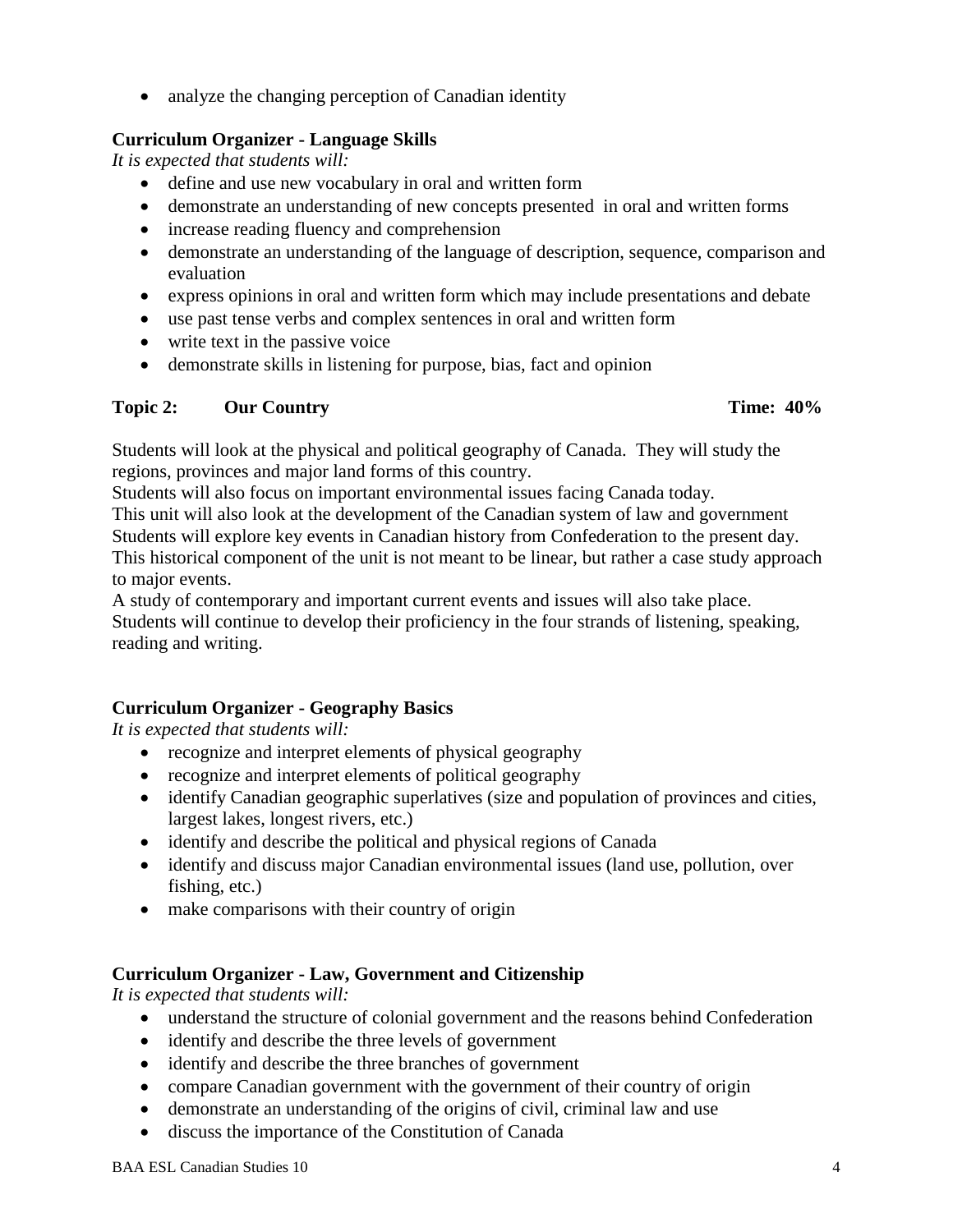- analyze the changing perception of Canadian identity

**Curriculum Organizer - Language Skills**

*It is expected that students will:*

- define and use new vocabulary in oral and written form
- demonstrate an understanding of new concepts presented in oral and written forms
- increase reading fluency and comprehension
- demonstrate an understanding of the language of description, sequence, comparison and evaluation
- express opinions in oral and written form which may include presentations and debate
- use past tense verbs and complex sentences in oral and written form
- write text in the passive voice
- demonstrate skills in listening for purpose, bias, fact and opinion

## Topic 2: Our Country — Time: 40%

Students will look at the physical and political geography of Canada. They will study the regions, provinces and major land forms of this country.
Students will also focus on important environmental issues facing Canada today.
This unit will also look at the development of the Canadian system of law and government
Students will explore key events in Canadian history from Confederation to the present day. This historical component of the unit is not meant to be linear, but rather a case study approach to major events.
A study of contemporary and important current events and issues will also take place.
Students will continue to develop their proficiency in the four strands of listening, speaking, reading and writing.

**Curriculum Organizer - Geography Basics**

*It is expected that students will:*

- recognize and interpret elements of physical geography
- recognize and interpret elements of political geography
- identify Canadian geographic superlatives (size and population of provinces and cities, largest lakes, longest rivers, etc.)
- identify and describe the political and physical regions of Canada
- identify and discuss major Canadian environmental issues (land use, pollution, over fishing, etc.)
- make comparisons with their country of origin

**Curriculum Organizer - Law, Government and Citizenship**

*It is expected that students will:*

- understand the structure of colonial government and the reasons behind Confederation
- identify and describe the three levels of government
- identify and describe the three branches of government
- compare Canadian government with the government of their country of origin
- demonstrate an understanding of the origins of civil, criminal law and use
- discuss the importance of the Constitution of Canada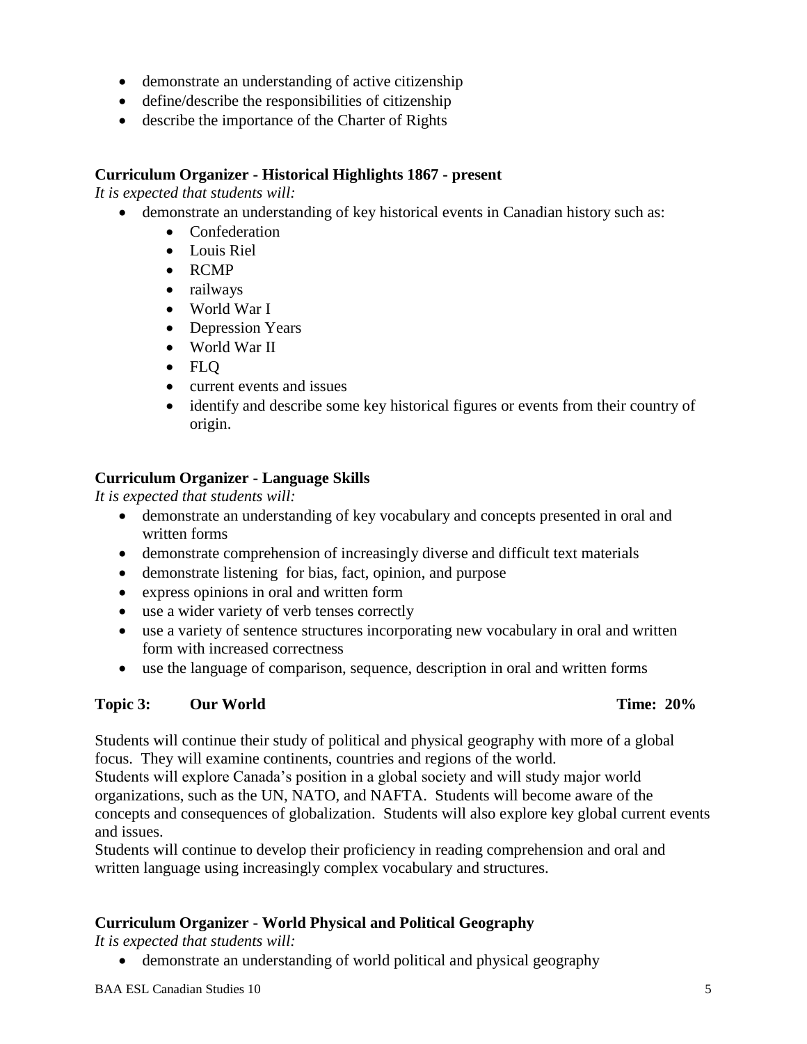- demonstrate an understanding of active citizenship
- define/describe the responsibilities of citizenship
- describe the importance of the Charter of Rights

**Curriculum Organizer - Historical Highlights 1867 - present**

*It is expected that students will:*

- demonstrate an understanding of key historical events in Canadian history such as:
    - Confederation
    - Louis Riel
    - RCMP
    - railways
    - World War I
    - Depression Years
    - World War II
    - FLQ
    - current events and issues
    - identify and describe some key historical figures or events from their country of origin.

**Curriculum Organizer - Language Skills**

*It is expected that students will:*

- demonstrate an understanding of key vocabulary and concepts presented in oral and written forms
- demonstrate comprehension of increasingly diverse and difficult text materials
- demonstrate listening for bias, fact, opinion, and purpose
- express opinions in oral and written form
- use a wider variety of verb tenses correctly
- use a variety of sentence structures incorporating new vocabulary in oral and written form with increased correctness
- use the language of comparison, sequence, description in oral and written forms

**Topic 3: Our World** **Time: 20%**

Students will continue their study of political and physical geography with more of a global focus. They will examine continents, countries and regions of the world.
Students will explore Canada's position in a global society and will study major world organizations, such as the UN, NATO, and NAFTA. Students will become aware of the concepts and consequences of globalization. Students will also explore key global current events and issues.
Students will continue to develop their proficiency in reading comprehension and oral and written language using increasingly complex vocabulary and structures.

**Curriculum Organizer - World Physical and Political Geography**

*It is expected that students will:*

- demonstrate an understanding of world political and physical geography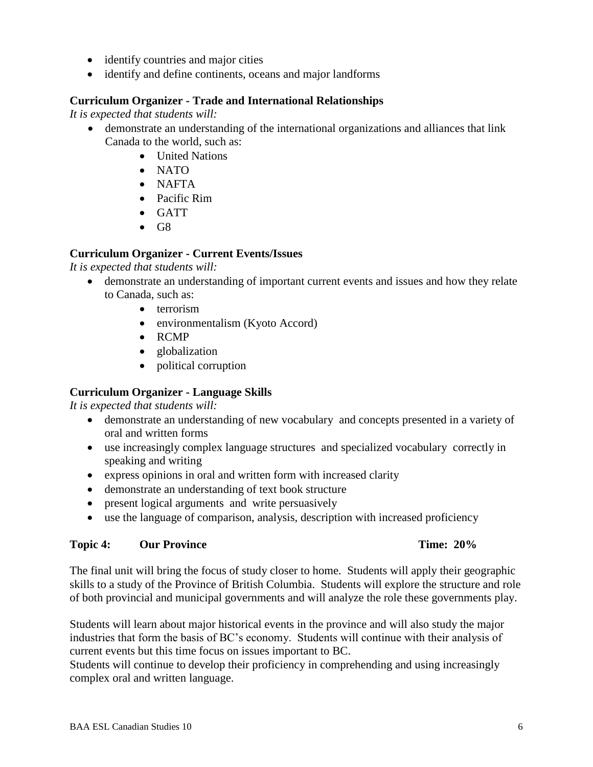- identify countries and major cities
- identify and define continents, oceans and major landforms

**Curriculum Organizer - Trade and International Relationships**

*It is expected that students will:*

- demonstrate an understanding of the international organizations and alliances that link Canada to the world, such as:
  - United Nations
  - NATO
  - NAFTA
  - Pacific Rim
  - GATT
  - G8

**Curriculum Organizer - Current Events/Issues**

*It is expected that students will:*

- demonstrate an understanding of important current events and issues and how they relate to Canada, such as:
  - terrorism
  - environmentalism (Kyoto Accord)
  - RCMP
  - globalization
  - political corruption

**Curriculum Organizer - Language Skills**

*It is expected that students will:*

- demonstrate an understanding of new vocabulary and concepts presented in a variety of oral and written forms
- use increasingly complex language structures and specialized vocabulary correctly in speaking and writing
- express opinions in oral and written form with increased clarity
- demonstrate an understanding of text book structure
- present logical arguments and write persuasively
- use the language of comparison, analysis, description with increased proficiency

**Topic 4: Our Province Time: 20%**

The final unit will bring the focus of study closer to home. Students will apply their geographic skills to a study of the Province of British Columbia. Students will explore the structure and role of both provincial and municipal governments and will analyze the role these governments play.

Students will learn about major historical events in the province and will also study the major industries that form the basis of BC's economy. Students will continue with their analysis of current events but this time focus on issues important to BC.
Students will continue to develop their proficiency in comprehending and using increasingly complex oral and written language.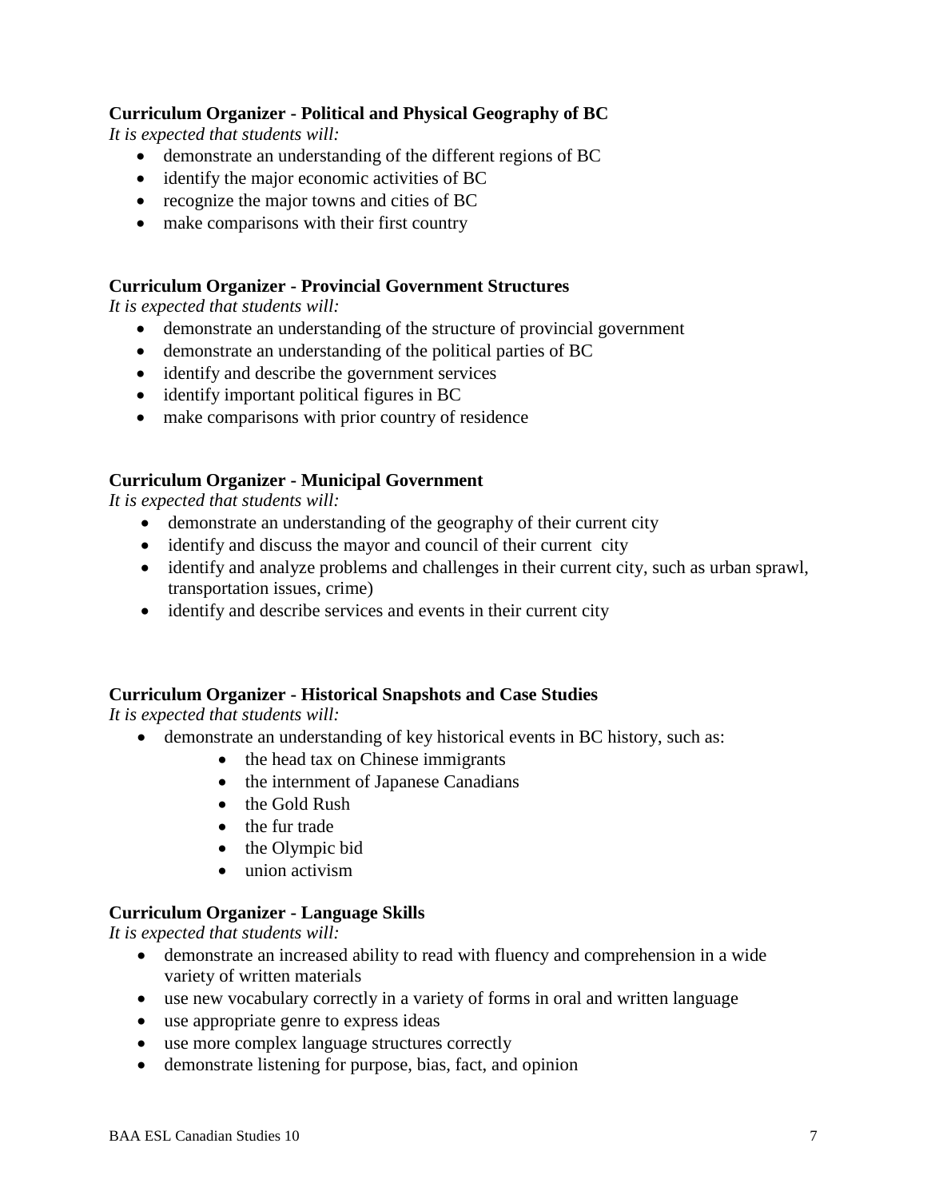**Curriculum Organizer - Political and Physical Geography of BC**

*It is expected that students will:*

- demonstrate an understanding of the different regions of BC
- identify the major economic activities of BC
- recognize the major towns and cities of BC
- make comparisons with their first country

**Curriculum Organizer - Provincial Government Structures**

*It is expected that students will:*

- demonstrate an understanding of the structure of provincial government
- demonstrate an understanding of the political parties of BC
- identify and describe the government services
- identify important political figures in BC
- make comparisons with prior country of residence

**Curriculum Organizer - Municipal Government**

*It is expected that students will:*

- demonstrate an understanding of the geography of their current city
- identify and discuss the mayor and council of their current city
- identify and analyze problems and challenges in their current city, such as urban sprawl, transportation issues, crime)
- identify and describe services and events in their current city

**Curriculum Organizer - Historical Snapshots and Case Studies**

*It is expected that students will:*

- demonstrate an understanding of key historical events in BC history, such as:
  - the head tax on Chinese immigrants
  - the internment of Japanese Canadians
  - the Gold Rush
  - the fur trade
  - the Olympic bid
  - union activism

**Curriculum Organizer - Language Skills**

*It is expected that students will:*

- demonstrate an increased ability to read with fluency and comprehension in a wide variety of written materials
- use new vocabulary correctly in a variety of forms in oral and written language
- use appropriate genre to express ideas
- use more complex language structures correctly
- demonstrate listening for purpose, bias, fact, and opinion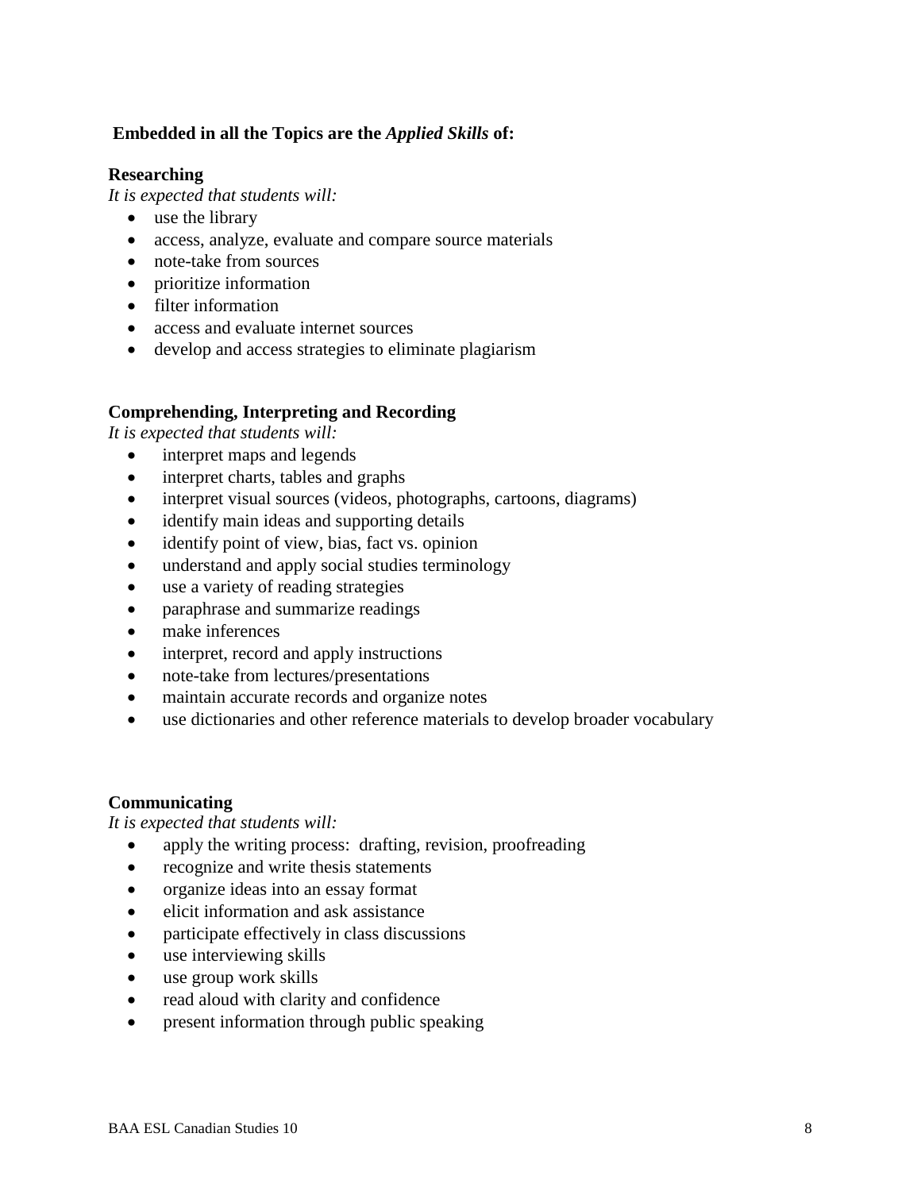**Embedded in all the Topics are the *Applied Skills* of:**

**Researching**

*It is expected that students will:*

- use the library
- access, analyze, evaluate and compare source materials
- note-take from sources
- prioritize information
- filter information
- access and evaluate internet sources
- develop and access strategies to eliminate plagiarism

**Comprehending, Interpreting and Recording**

*It is expected that students will:*

- interpret maps and legends
- interpret charts, tables and graphs
- interpret visual sources (videos, photographs, cartoons, diagrams)
- identify main ideas and supporting details
- identify point of view, bias, fact vs. opinion
- understand and apply social studies terminology
- use a variety of reading strategies
- paraphrase and summarize readings
- make inferences
- interpret, record and apply instructions
- note-take from lectures/presentations
- maintain accurate records and organize notes
- use dictionaries and other reference materials to develop broader vocabulary

**Communicating**

*It is expected that students will:*

- apply the writing process: drafting, revision, proofreading
- recognize and write thesis statements
- organize ideas into an essay format
- elicit information and ask assistance
- participate effectively in class discussions
- use interviewing skills
- use group work skills
- read aloud with clarity and confidence
- present information through public speaking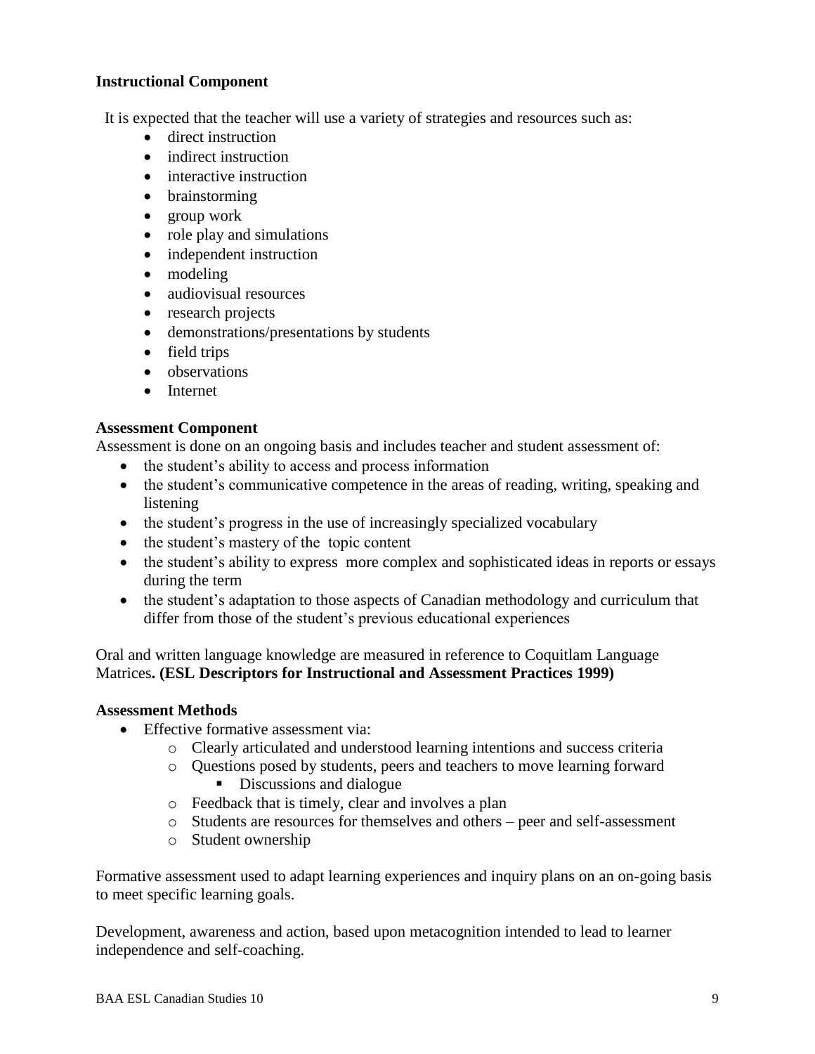**Instructional Component**

It is expected that the teacher will use a variety of strategies and resources such as:

- direct instruction
- indirect instruction
- interactive instruction
- brainstorming
- group work
- role play and simulations
- independent instruction
- modeling
- audiovisual resources
- research projects
- demonstrations/presentations by students
- field trips
- observations
- Internet

**Assessment Component**

Assessment is done on an ongoing basis and includes teacher and student assessment of:

- the student's ability to access and process information
- the student's communicative competence in the areas of reading, writing, speaking and listening
- the student's progress in the use of increasingly specialized vocabulary
- the student's mastery of the topic content
- the student's ability to express more complex and sophisticated ideas in reports or essays during the term
- the student's adaptation to those aspects of Canadian methodology and curriculum that differ from those of the student's previous educational experiences

Oral and written language knowledge are measured in reference to Coquitlam Language Matrices**. (ESL Descriptors for Instructional and Assessment Practices 1999)**

**Assessment Methods**

- Effective formative assessment via:
  - Clearly articulated and understood learning intentions and success criteria
  - Questions posed by students, peers and teachers to move learning forward
    - Discussions and dialogue
  - Feedback that is timely, clear and involves a plan
  - Students are resources for themselves and others – peer and self-assessment
  - Student ownership

Formative assessment used to adapt learning experiences and inquiry plans on an on-going basis to meet specific learning goals.

Development, awareness and action, based upon metacognition intended to lead to learner independence and self-coaching.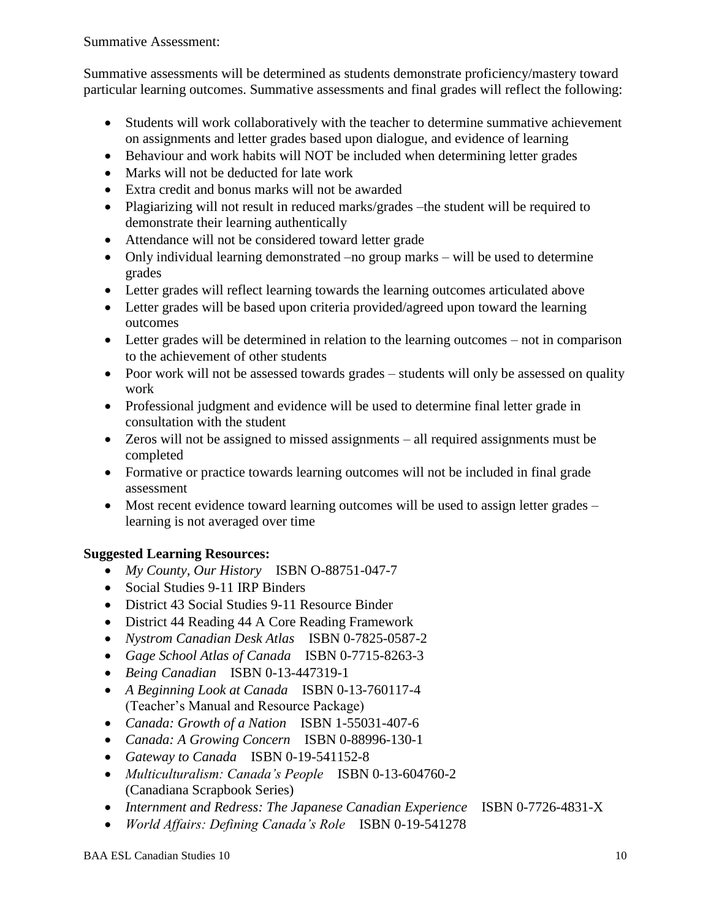Summative Assessment:

Summative assessments will be determined as students demonstrate proficiency/mastery toward particular learning outcomes. Summative assessments and final grades will reflect the following:

- Students will work collaboratively with the teacher to determine summative achievement on assignments and letter grades based upon dialogue, and evidence of learning
- Behaviour and work habits will NOT be included when determining letter grades
- Marks will not be deducted for late work
- Extra credit and bonus marks will not be awarded
- Plagiarizing will not result in reduced marks/grades –the student will be required to demonstrate their learning authentically
- Attendance will not be considered toward letter grade
- Only individual learning demonstrated –no group marks – will be used to determine grades
- Letter grades will reflect learning towards the learning outcomes articulated above
- Letter grades will be based upon criteria provided/agreed upon toward the learning outcomes
- Letter grades will be determined in relation to the learning outcomes – not in comparison to the achievement of other students
- Poor work will not be assessed towards grades – students will only be assessed on quality work
- Professional judgment and evidence will be used to determine final letter grade in consultation with the student
- Zeros will not be assigned to missed assignments – all required assignments must be completed
- Formative or practice towards learning outcomes will not be included in final grade assessment
- Most recent evidence toward learning outcomes will be used to assign letter grades – learning is not averaged over time

**Suggested Learning Resources:**

- *My County, Our History* ISBN O-88751-047-7
- Social Studies 9-11 IRP Binders
- District 43 Social Studies 9-11 Resource Binder
- District 44 Reading 44 A Core Reading Framework
- *Nystrom Canadian Desk Atlas* ISBN 0-7825-0587-2
- *Gage School Atlas of Canada* ISBN 0-7715-8263-3
- *Being Canadian* ISBN 0-13-447319-1
- *A Beginning Look at Canada* ISBN 0-13-760117-4 (Teacher's Manual and Resource Package)
- *Canada: Growth of a Nation* ISBN 1-55031-407-6
- *Canada: A Growing Concern* ISBN 0-88996-130-1
- *Gateway to Canada* ISBN 0-19-541152-8
- *Multiculturalism: Canada's People* ISBN 0-13-604760-2 (Canadiana Scrapbook Series)
- *Internment and Redress: The Japanese Canadian Experience* ISBN 0-7726-4831-X
- *World Affairs: Defining Canada's Role* ISBN 0-19-541278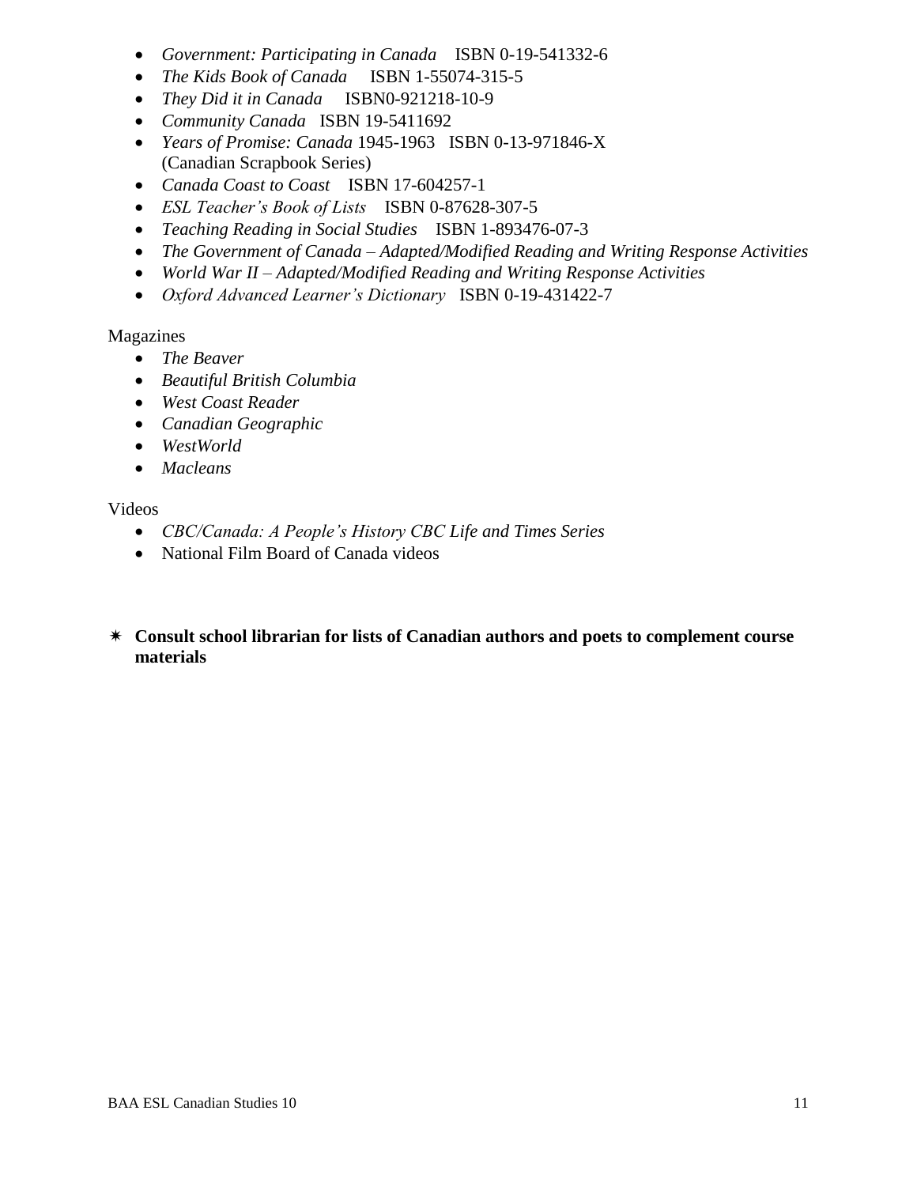- *Government: Participating in Canada* ISBN 0-19-541332-6
- *The Kids Book of Canada* ISBN 1-55074-315-5
- *They Did it in Canada* ISBN0-921218-10-9
- *Community Canada* ISBN 19-5411692
- *Years of Promise: Canada* 1945-1963 ISBN 0-13-971846-X (Canadian Scrapbook Series)
- *Canada Coast to Coast* ISBN 17-604257-1
- *ESL Teacher's Book of Lists* ISBN 0-87628-307-5
- *Teaching Reading in Social Studies* ISBN 1-893476-07-3
- *The Government of Canada – Adapted/Modified Reading and Writing Response Activities*
- *World War II – Adapted/Modified Reading and Writing Response Activities*
- *Oxford Advanced Learner's Dictionary* ISBN 0-19-431422-7

Magazines

- *The Beaver*
- *Beautiful British Columbia*
- *West Coast Reader*
- *Canadian Geographic*
- *WestWorld*
- *Macleans*

Videos

- *CBC/Canada: A People's History CBC Life and Times Series*
- National Film Board of Canada videos

✴ **Consult school librarian for lists of Canadian authors and poets to complement course materials**